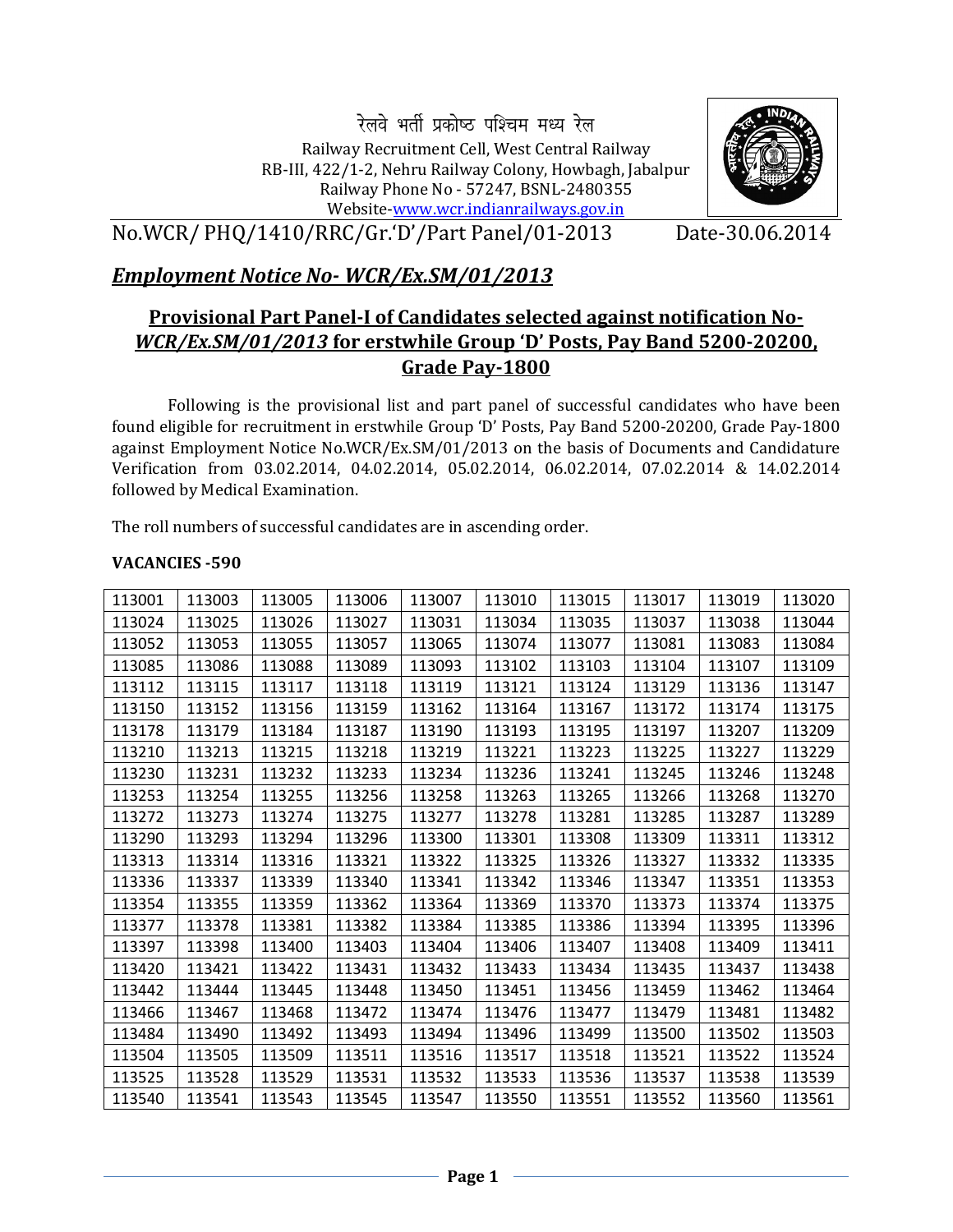रेलवे भर्ती प्रकोष्ठ पश्चिम मध्य रेल

Railway Recruitment Cell, West Central Railway

RB-III, 422/1-2, Nehru Railway Colony, Howbagh, Jabalpur

Railway Phone No - 57247, BSNL-2480355

Website-www.wcr.indianrailways.gov.in

No.WCR/ PHQ/1410/RRC/Gr.'D'/Part Panel/01-2013 Date-30.06.2014

## *Employment Notice No- WCR/Ex.SM/01/2013*

## Provisional Part Panel-I of Candidates selected against notification No-*WCR/Ex.SM/01/2013* for erstwhile Group 'D' Posts, Pay Band 5200-20200, Grade Pay-1800

Following is the provisional list and part panel of successful candidates who have been found eligible for recruitment in erstwhile Group 'D' Posts, Pay Band 5200-20200, Grade Pay-1800 against Employment Notice No.WCR/Ex.SM/01/2013 on the basis of Documents and Candidature Verification from 03.02.2014, 04.02.2014, 05.02.2014, 06.02.2014, 07.02.2014 & 14.02.2014 followed by Medical Examination.

The roll numbers of successful candidates are in ascending order.

**VACANCIES -590**

| | | | | | | | | | |
|---|---|---|---|---|---|---|---|---|---|
| 113001 | 113003 | 113005 | 113006 | 113007 | 113010 | 113015 | 113017 | 113019 | 113020 |
| 113024 | 113025 | 113026 | 113027 | 113031 | 113034 | 113035 | 113037 | 113038 | 113044 |
| 113052 | 113053 | 113055 | 113057 | 113065 | 113074 | 113077 | 113081 | 113083 | 113084 |
| 113085 | 113086 | 113088 | 113089 | 113093 | 113102 | 113103 | 113104 | 113107 | 113109 |
| 113112 | 113115 | 113117 | 113118 | 113119 | 113121 | 113124 | 113129 | 113136 | 113147 |
| 113150 | 113152 | 113156 | 113159 | 113162 | 113164 | 113167 | 113172 | 113174 | 113175 |
| 113178 | 113179 | 113184 | 113187 | 113190 | 113193 | 113195 | 113197 | 113207 | 113209 |
| 113210 | 113213 | 113215 | 113218 | 113219 | 113221 | 113223 | 113225 | 113227 | 113229 |
| 113230 | 113231 | 113232 | 113233 | 113234 | 113236 | 113241 | 113245 | 113246 | 113248 |
| 113253 | 113254 | 113255 | 113256 | 113258 | 113263 | 113265 | 113266 | 113268 | 113270 |
| 113272 | 113273 | 113274 | 113275 | 113277 | 113278 | 113281 | 113285 | 113287 | 113289 |
| 113290 | 113293 | 113294 | 113296 | 113300 | 113301 | 113308 | 113309 | 113311 | 113312 |
| 113313 | 113314 | 113316 | 113321 | 113322 | 113325 | 113326 | 113327 | 113332 | 113335 |
| 113336 | 113337 | 113339 | 113340 | 113341 | 113342 | 113346 | 113347 | 113351 | 113353 |
| 113354 | 113355 | 113359 | 113362 | 113364 | 113369 | 113370 | 113373 | 113374 | 113375 |
| 113377 | 113378 | 113381 | 113382 | 113384 | 113385 | 113386 | 113394 | 113395 | 113396 |
| 113397 | 113398 | 113400 | 113403 | 113404 | 113406 | 113407 | 113408 | 113409 | 113411 |
| 113420 | 113421 | 113422 | 113431 | 113432 | 113433 | 113434 | 113435 | 113437 | 113438 |
| 113442 | 113444 | 113445 | 113448 | 113450 | 113451 | 113456 | 113459 | 113462 | 113464 |
| 113466 | 113467 | 113468 | 113472 | 113474 | 113476 | 113477 | 113479 | 113481 | 113482 |
| 113484 | 113490 | 113492 | 113493 | 113494 | 113496 | 113499 | 113500 | 113502 | 113503 |
| 113504 | 113505 | 113509 | 113511 | 113516 | 113517 | 113518 | 113521 | 113522 | 113524 |
| 113525 | 113528 | 113529 | 113531 | 113532 | 113533 | 113536 | 113537 | 113538 | 113539 |
| 113540 | 113541 | 113543 | 113545 | 113547 | 113550 | 113551 | 113552 | 113560 | 113561 |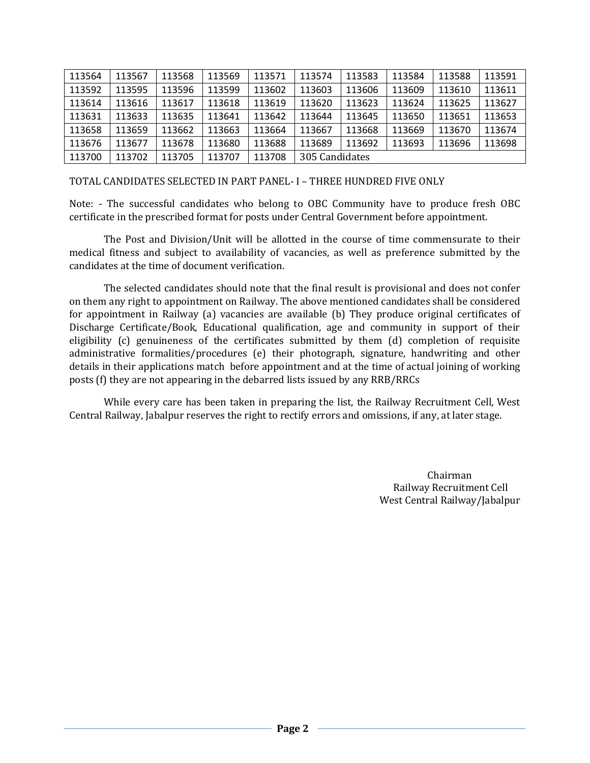| | | | | | | | | | |
|---|---|---|---|---|---|---|---|---|---|
| 113564 | 113567 | 113568 | 113569 | 113571 | 113574 | 113583 | 113584 | 113588 | 113591 |
| 113592 | 113595 | 113596 | 113599 | 113602 | 113603 | 113606 | 113609 | 113610 | 113611 |
| 113614 | 113616 | 113617 | 113618 | 113619 | 113620 | 113623 | 113624 | 113625 | 113627 |
| 113631 | 113633 | 113635 | 113641 | 113642 | 113644 | 113645 | 113650 | 113651 | 113653 |
| 113658 | 113659 | 113662 | 113663 | 113664 | 113667 | 113668 | 113669 | 113670 | 113674 |
| 113676 | 113677 | 113678 | 113680 | 113688 | 113689 | 113692 | 113693 | 113696 | 113698 |
| 113700 | 113702 | 113705 | 113707 | 113708 | 305 Candidates | | | | |

TOTAL CANDIDATES SELECTED IN PART PANEL- I – THREE HUNDRED FIVE ONLY

Note: - The successful candidates who belong to OBC Community have to produce fresh OBC certificate in the prescribed format for posts under Central Government before appointment.

The Post and Division/Unit will be allotted in the course of time commensurate to their medical fitness and subject to availability of vacancies, as well as preference submitted by the candidates at the time of document verification.

The selected candidates should note that the final result is provisional and does not confer on them any right to appointment on Railway. The above mentioned candidates shall be considered for appointment in Railway (a) vacancies are available (b) They produce original certificates of Discharge Certificate/Book, Educational qualification, age and community in support of their eligibility (c) genuineness of the certificates submitted by them (d) completion of requisite administrative formalities/procedures (e) their photograph, signature, handwriting and other details in their applications match before appointment and at the time of actual joining of working posts (f) they are not appearing in the debarred lists issued by any RRB/RRCs

While every care has been taken in preparing the list, the Railway Recruitment Cell, West Central Railway, Jabalpur reserves the right to rectify errors and omissions, if any, at later stage.

Chairman
Railway Recruitment Cell
West Central Railway/Jabalpur